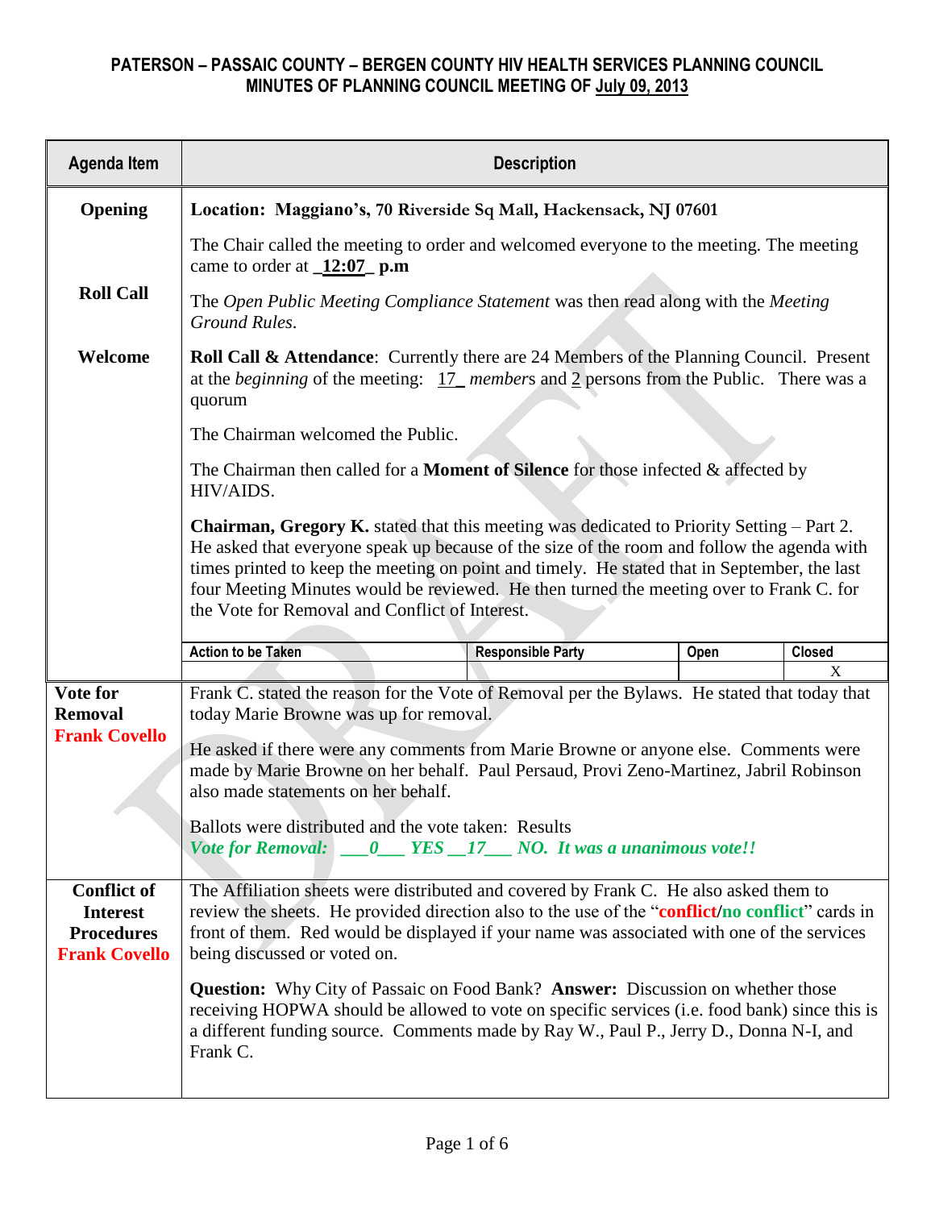# PATERSON – PASSAIC COUNTY – BERGEN COUNTY HIV HEALTH SERVICES PLANNING COUNCIL
## MINUTES OF PLANNING COUNCIL MEETING OF July 09, 2013

| Agenda Item | Description | | | |
|---|---|---|---|---|
| **Opening** | **Location: Maggiano's, 70 Riverside Sq Mall, Hackensack, NJ 07601** | | | |
| | The Chair called the meeting to order and welcomed everyone to the meeting. The meeting came to order at _**12:07**_ **p.m** | | | |
| **Roll Call** | The *Open Public Meeting Compliance Statement* was then read along with the *Meeting Ground Rules.* | | | |
| **Welcome** | **Roll Call & Attendance**: Currently there are 24 Members of the Planning Council. Present at the *beginning* of the meeting: 17_ *members* and 2 persons from the Public. There was a quorum | | | |
| | The Chairman welcomed the Public. | | | |
| | The Chairman then called for a **Moment of Silence** for those infected & affected by HIV/AIDS. | | | |
| | **Chairman, Gregory K.** stated that this meeting was dedicated to Priority Setting – Part 2. He asked that everyone speak up because of the size of the room and follow the agenda with times printed to keep the meeting on point and timely. He stated that in September, the last four Meeting Minutes would be reviewed. He then turned the meeting over to Frank C. for the Vote for Removal and Conflict of Interest. | | | |
| | **Action to be Taken** | **Responsible Party** | **Open** | **Closed** |
| | | | | X |
| **Vote for Removal** **Frank Covello** | Frank C. stated the reason for the Vote of Removal per the Bylaws. He stated that today that today Marie Browne was up for removal. | | | |
| | He asked if there were any comments from Marie Browne or anyone else. Comments were made by Marie Browne on her behalf. Paul Persaud, Provi Zeno-Martinez, Jabril Robinson also made statements on her behalf. | | | |
| | Ballots were distributed and the vote taken: Results *Vote for Removal: \_\_\_0\_\_\_ YES \_\_17\_\_\_ NO. It was a unanimous vote!!* | | | |
| **Conflict of Interest Procedures** **Frank Covello** | The Affiliation sheets were distributed and covered by Frank C. He also asked them to review the sheets. He provided direction also to the use of the "**conflict**/**no conflict**" cards in front of them. Red would be displayed if your name was associated with one of the services being discussed or voted on. | | | |
| | **Question:** Why City of Passaic on Food Bank? **Answer:** Discussion on whether those receiving HOPWA should be allowed to vote on specific services (i.e. food bank) since this is a different funding source. Comments made by Ray W., Paul P., Jerry D., Donna N-I, and Frank C. | | | |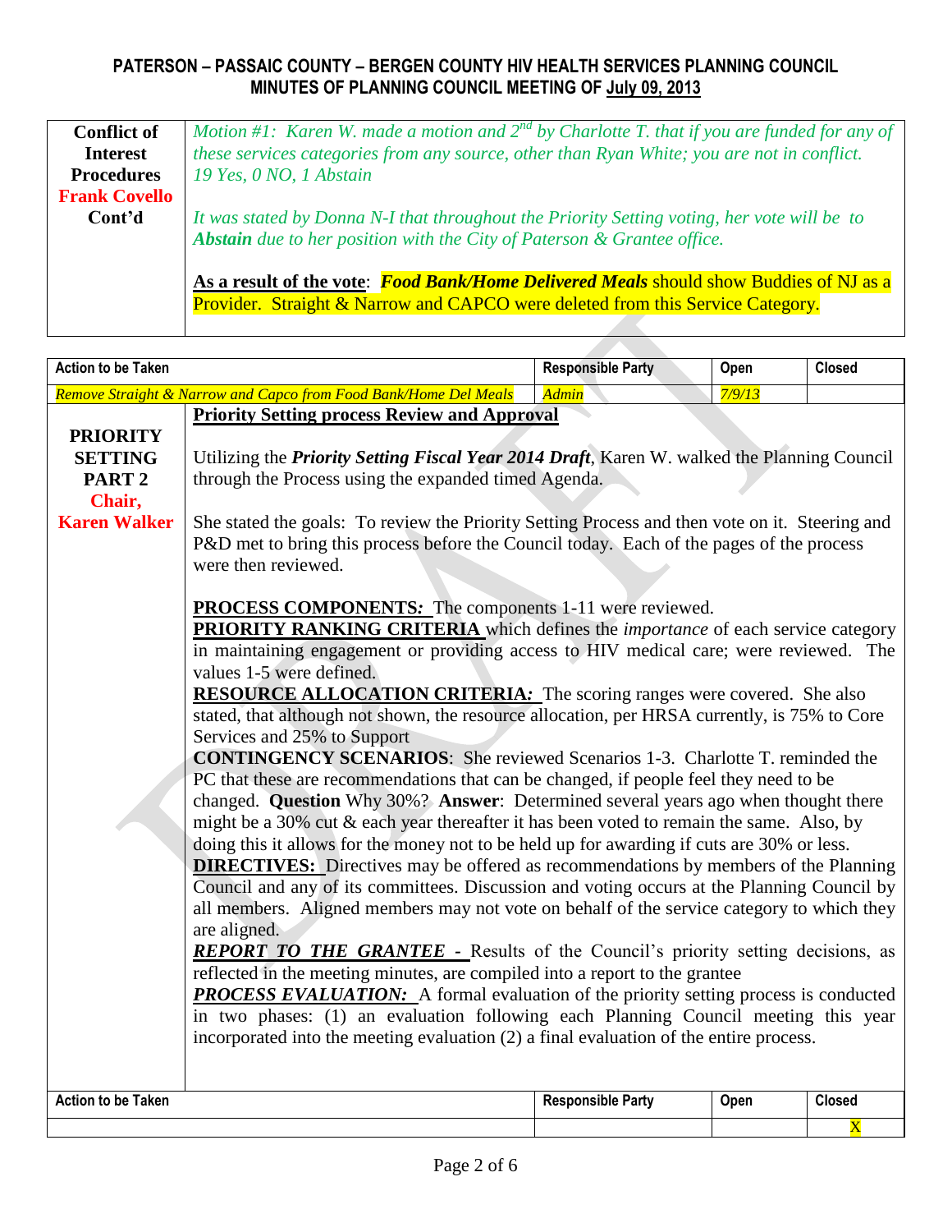# PATERSON – PASSAIC COUNTY – BERGEN COUNTY HIV HEALTH SERVICES PLANNING COUNCIL
## MINUTES OF PLANNING COUNCIL MEETING OF July 09, 2013

| | |
|---|---|
| **Conflict of Interest Procedures Frank Covello Cont'd** | *Motion #1: Karen W. made a motion and 2nd by Charlotte T. that if you are funded for any of these services categories from any source, other than Ryan White; you are not in conflict. 19 Yes, 0 NO, 1 Abstain*<br><br>*It was stated by Donna N-I that throughout the Priority Setting voting, her vote will be to* ***Abstain*** *due to her position with the City of Paterson & Grantee office.*<br><br>**As a result of the vote**: ***Food Bank/Home Delivered Meals*** should show Buddies of NJ as a Provider. Straight & Narrow and CAPCO were deleted from this Service Category. |

| Action to be Taken | Responsible Party | Open | Closed |
|---|---|---|---|
| *Remove Straight & Narrow and Capco from Food Bank/Home Del Meals* | *Admin* | *7/9/13* | |

| | |
|---|---|
| **PRIORITY SETTING PART 2 Chair, Karen Walker** | **Priority Setting process Review and Approval**<br><br>Utilizing the ***Priority Setting Fiscal Year 2014 Draft***, Karen W. walked the Planning Council through the Process using the expanded timed Agenda.<br><br>She stated the goals: To review the Priority Setting Process and then vote on it. Steering and P&D met to bring this process before the Council today. Each of the pages of the process were then reviewed.<br><br>**PROCESS COMPONENTS***:* The components 1-11 were reviewed.<br>**PRIORITY RANKING CRITERIA** which defines the *importance* of each service category in maintaining engagement or providing access to HIV medical care; were reviewed. The values 1-5 were defined.<br>**RESOURCE ALLOCATION CRITERIA***:* The scoring ranges were covered. She also stated, that although not shown, the resource allocation, per HRSA currently, is 75% to Core Services and 25% to Support<br>**CONTINGENCY SCENARIOS**: She reviewed Scenarios 1-3. Charlotte T. reminded the PC that these are recommendations that can be changed, if people feel they need to be changed. **Question** Why 30%? **Answer**: Determined several years ago when thought there might be a 30% cut & each year thereafter it has been voted to remain the same. Also, by doing this it allows for the money not to be held up for awarding if cuts are 30% or less.<br>**DIRECTIVES:** Directives may be offered as recommendations by members of the Planning Council and any of its committees. Discussion and voting occurs at the Planning Council by all members. Aligned members may not vote on behalf of the service category to which they are aligned.<br>***REPORT TO THE GRANTEE -*** Results of the Council's priority setting decisions, as reflected in the meeting minutes, are compiled into a report to the grantee<br>***PROCESS EVALUATION:*** A formal evaluation of the priority setting process is conducted in two phases: (1) an evaluation following each Planning Council meeting this year incorporated into the meeting evaluation (2) a final evaluation of the entire process. |

| Action to be Taken | Responsible Party | Open | Closed |
|---|---|---|---|
| | | | X |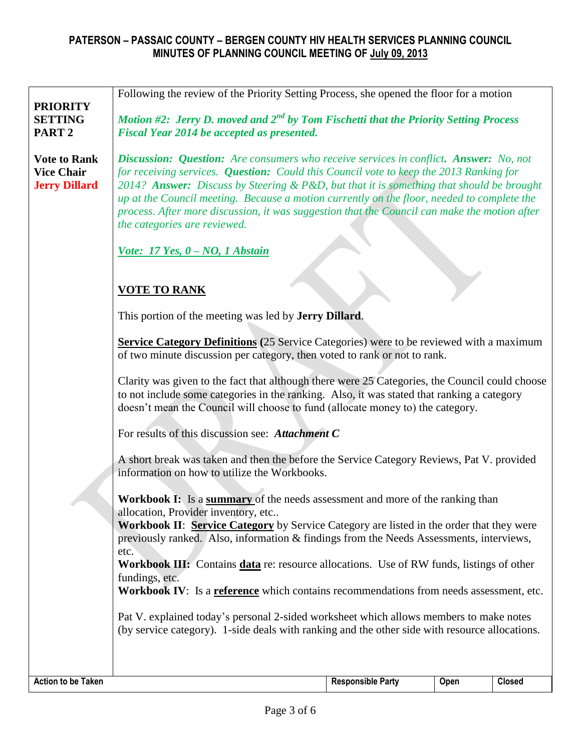# PATERSON – PASSAIC COUNTY – BERGEN COUNTY HIV HEALTH SERVICES PLANNING COUNCIL
## MINUTES OF PLANNING COUNCIL MEETING OF July 09, 2013

**PRIORITY SETTING PART 2**

Following the review of the Priority Setting Process, she opened the floor for a motion

***Motion #2: Jerry D. moved and 2nd by Tom Fischetti that the Priority Setting Process Fiscal Year 2014 be accepted as presented.***

***Discussion: Question:*** *Are consumers who receive services in conflict.* ***Answer:*** *No, not for receiving services.* ***Question:*** *Could this Council vote to keep the 2013 Ranking for 2014?* ***Answer:*** *Discuss by Steering & P&D, but that it is something that should be brought up at the Council meeting. Because a motion currently on the floor, needed to complete the process. After more discussion, it was suggestion that the Council can make the motion after the categories are reviewed.*

***Vote: 17 Yes, 0 – NO, 1 Abstain***

**Vote to Rank Vice Chair Jerry Dillard**

**VOTE TO RANK**

This portion of the meeting was led by **Jerry Dillard**.

**Service Category Definitions (**25 Service Categories) were to be reviewed with a maximum of two minute discussion per category, then voted to rank or not to rank.

Clarity was given to the fact that although there were 25 Categories, the Council could choose to not include some categories in the ranking. Also, it was stated that ranking a category doesn't mean the Council will choose to fund (allocate money to) the category.

For results of this discussion see: ***Attachment C***

A short break was taken and then the before the Service Category Reviews, Pat V. provided information on how to utilize the Workbooks.

**Workbook I:** Is a **summary** of the needs assessment and more of the ranking than allocation, Provider inventory, etc..
**Workbook II**: **Service Category** by Service Category are listed in the order that they were previously ranked. Also, information & findings from the Needs Assessments, interviews, etc.
**Workbook III:** Contains **data** re: resource allocations. Use of RW funds, listings of other fundings, etc.
**Workbook IV**: Is a **reference** which contains recommendations from needs assessment, etc.

Pat V. explained today's personal 2-sided worksheet which allows members to make notes (by service category). 1-side deals with ranking and the other side with resource allocations.

| Action to be Taken | Responsible Party | Open | Closed |
|---|---|---|---|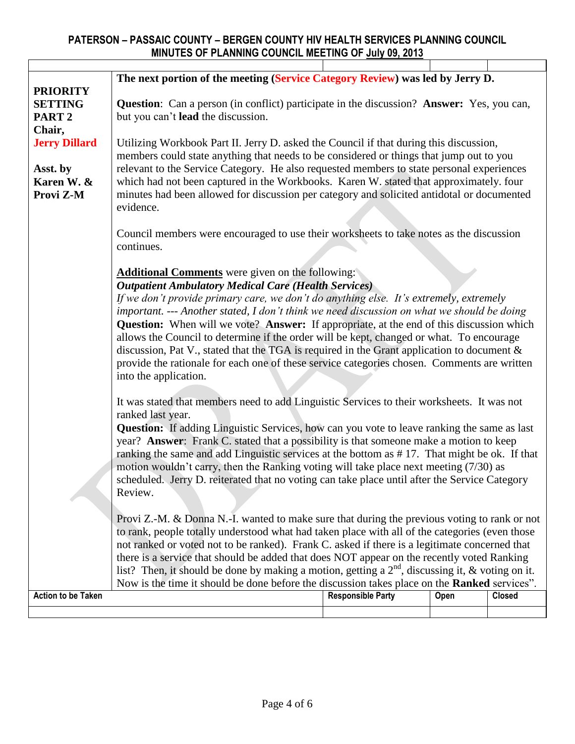# PATERSON – PASSAIC COUNTY – BERGEN COUNTY HIV HEALTH SERVICES PLANNING COUNCIL
## MINUTES OF PLANNING COUNCIL MEETING OF July 09, 2013

| | | | | |
|---|---|---|---|---|
| **PRIORITY SETTING PART 2 Chair, Jerry Dillard**<br><br>**Asst. by Karen W. & Provi Z-M** | **The next portion of the meeting (Service Category Review) was led by Jerry D.**<br><br>**Question**: Can a person (in conflict) participate in the discussion? **Answer:** Yes, you can, but you can't **lead** the discussion.<br><br>Utilizing Workbook Part II. Jerry D. asked the Council if that during this discussion, members could state anything that needs to be considered or things that jump out to you relevant to the Service Category. He also requested members to state personal experiences which had not been captured in the Workbooks. Karen W. stated that approximately. four minutes had been allowed for discussion per category and solicited antidotal or documented evidence.<br><br>Council members were encouraged to use their worksheets to take notes as the discussion continues.<br><br>**Additional Comments** were given on the following:<br>***Outpatient Ambulatory Medical Care (Health Services)***<br>*If we don't provide primary care, we don't do anything else. It's extremely, extremely important. --- Another stated, I don't think we need discussion on what we should be doing*<br>**Question:** When will we vote? **Answer:** If appropriate, at the end of this discussion which allows the Council to determine if the order will be kept, changed or what. To encourage discussion, Pat V., stated that the TGA is required in the Grant application to document & provide the rationale for each one of these service categories chosen. Comments are written into the application.<br><br>It was stated that members need to add Linguistic Services to their worksheets. It was not ranked last year.<br>**Question:** If adding Linguistic Services, how can you vote to leave ranking the same as last year? **Answer**: Frank C. stated that a possibility is that someone make a motion to keep ranking the same and add Linguistic services at the bottom as # 17. That might be ok. If that motion wouldn't carry, then the Ranking voting will take place next meeting (7/30) as scheduled. Jerry D. reiterated that no voting can take place until after the Service Category Review.<br><br>Provi Z.-M. & Donna N.-I. wanted to make sure that during the previous voting to rank or not to rank, people totally understood what had taken place with all of the categories (even those not ranked or voted not to be ranked). Frank C. asked if there is a legitimate concerned that there is a service that should be added that does NOT appear on the recently voted Ranking list? Then, it should be done by making a motion, getting a 2nd, discussing it, & voting on it. Now is the time it should be done before the discussion takes place on the **Ranked** services". | | | |
| **Action to be Taken** | | **Responsible Party** | **Open** | **Closed** |
| | | | | |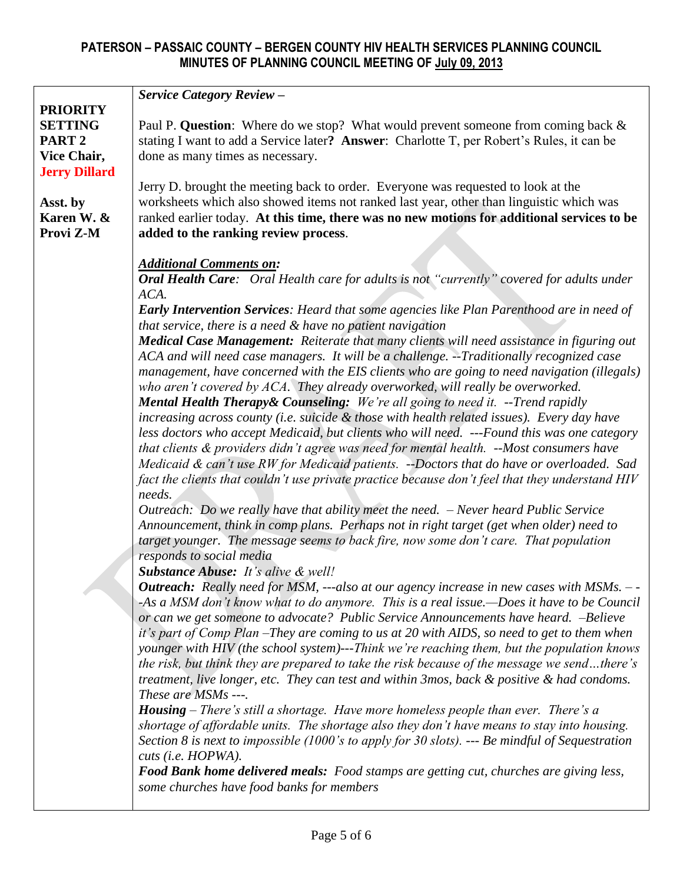# PATERSON – PASSAIC COUNTY – BERGEN COUNTY HIV HEALTH SERVICES PLANNING COUNCIL
## MINUTES OF PLANNING COUNCIL MEETING OF July 09, 2013

| | |
|---|---|
| **PRIORITY SETTING PART 2 Vice Chair, Jerry Dillard**<br><br>**Asst. by Karen W. & Provi Z-M** | ***Service Category Review –***<br><br>Paul P. **Question**: Where do we stop? What would prevent someone from coming back & stating I want to add a Service later**? Answer**: Charlotte T, per Robert's Rules, it can be done as many times as necessary.<br><br>Jerry D. brought the meeting back to order. Everyone was requested to look at the worksheets which also showed items not ranked last year, other than linguistic which was ranked earlier today. **At this time, there was no new motions for additional services to be added to the ranking review process**.<br><br>***Additional Comments on:***<br>***Oral Health Care**: Oral Health care for adults is not "currently" covered for adults under ACA.*<br>***Early Intervention Services**: Heard that some agencies like Plan Parenthood are in need of that service, there is a need & have no patient navigation*<br>***Medical Case Management:** Reiterate that many clients will need assistance in figuring out ACA and will need case managers. It will be a challenge. --Traditionally recognized case management, have concerned with the EIS clients who are going to need navigation (illegals) who aren't covered by ACA. They already overworked, will really be overworked.*<br>***Mental Health Therapy& Counseling:** We're all going to need it. --Trend rapidly increasing across county (i.e. suicide & those with health related issues). Every day have less doctors who accept Medicaid, but clients who will need. ---Found this was one category that clients & providers didn't agree was need for mental health. --Most consumers have Medicaid & can't use RW for Medicaid patients. --Doctors that do have or overloaded. Sad fact the clients that couldn't use private practice because don't feel that they understand HIV needs.*<br>*Outreach: Do we really have that ability meet the need. – Never heard Public Service Announcement, think in comp plans. Perhaps not in right target (get when older) need to target younger. The message seems to back fire, now some don't care. That population responds to social media*<br>***Substance Abuse:** It's alive & well!*<br>***Outreach:** Really need for MSM, ---also at our agency increase in new cases with MSMs. – --As a MSM don't know what to do anymore. This is a real issue.—Does it have to be Council or can we get someone to advocate? Public Service Announcements have heard. –Believe it's part of Comp Plan –They are coming to us at 20 with AIDS, so need to get to them when younger with HIV (the school system)---Think we're reaching them, but the population knows the risk, but think they are prepared to take the risk because of the message we send…there's treatment, live longer, etc. They can test and within 3mos, back & positive & had condoms. These are MSMs ---.*<br>***Housing** – There's still a shortage. Have more homeless people than ever. There's a shortage of affordable units. The shortage also they don't have means to stay into housing. Section 8 is next to impossible (1000's to apply for 30 slots). --- Be mindful of Sequestration cuts (i.e. HOPWA).*<br>***Food Bank home delivered meals:** Food stamps are getting cut, churches are giving less, some churches have food banks for members* |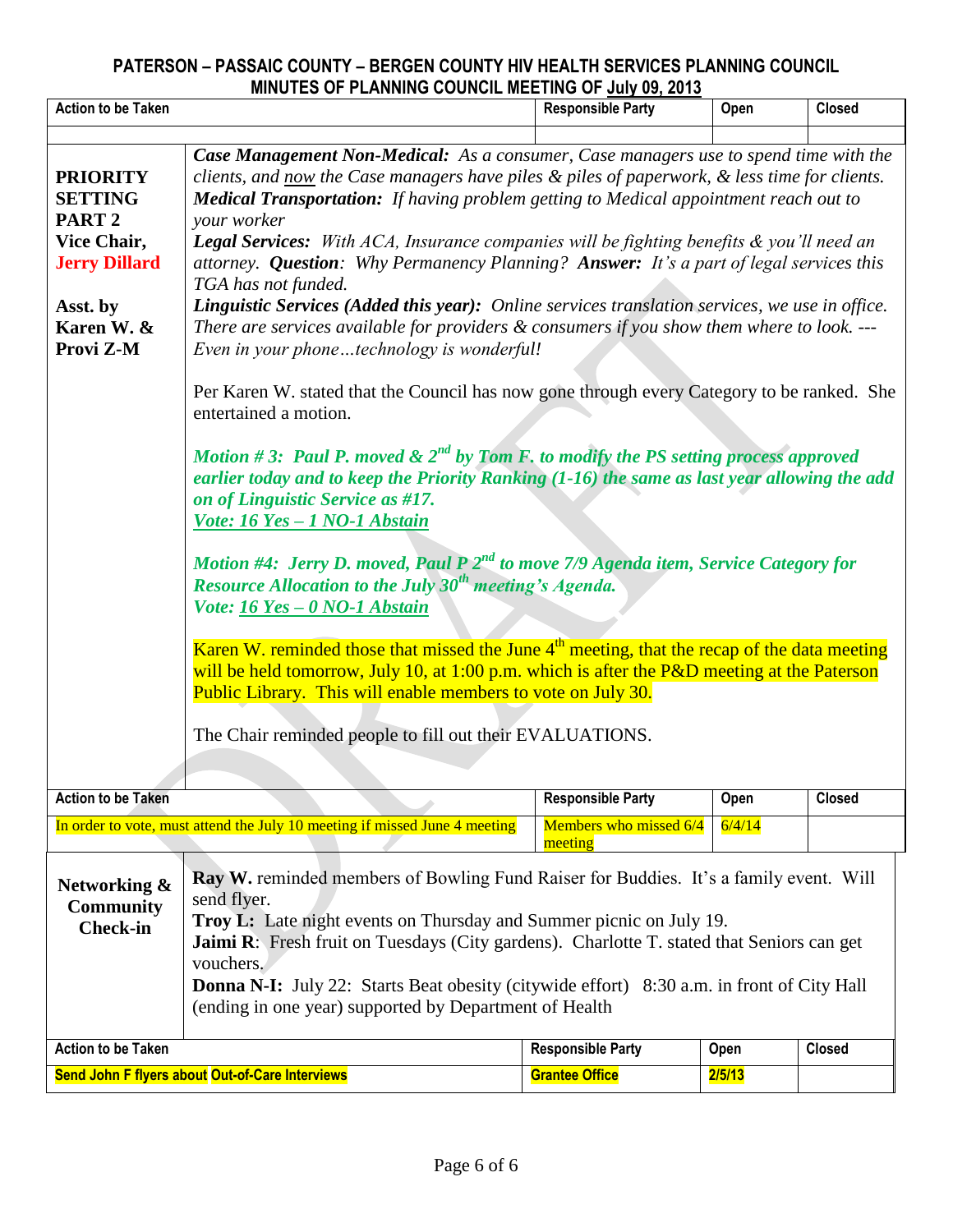# PATERSON – PASSAIC COUNTY – BERGEN COUNTY HIV HEALTH SERVICES PLANNING COUNCIL
## MINUTES OF PLANNING COUNCIL MEETING OF July 09, 2013

| Action to be Taken | | Responsible Party | Open | Closed |
|---|---|---|---|---|
| | | | | |

**PRIORITY SETTING PART 2**
**Vice Chair, Jerry Dillard**

**Asst. by Karen W. & Provi Z-M**

***Case Management Non-Medical:*** *As a consumer, Case managers use to spend time with the clients, and now the Case managers have piles & piles of paperwork, & less time for clients.*
***Medical Transportation:*** *If having problem getting to Medical appointment reach out to your worker*
***Legal Services:*** *With ACA, Insurance companies will be fighting benefits & you'll need an attorney.* ***Question****: Why Permanency Planning?* ***Answer:*** *It's a part of legal services this TGA has not funded.*
***Linguistic Services (Added this year):*** *Online services translation services, we use in office. There are services available for providers & consumers if you show them where to look. --- Even in your phone…technology is wonderful!*

Per Karen W. stated that the Council has now gone through every Category to be ranked. She entertained a motion.

***Motion # 3: Paul P. moved & 2nd by Tom F. to modify the PS setting process approved earlier today and to keep the Priority Ranking (1-16) the same as last year allowing the add on of Linguistic Service as #17.***
***Vote: 16 Yes – 1 NO-1 Abstain***

***Motion #4: Jerry D. moved, Paul P 2nd to move 7/9 Agenda item, Service Category for Resource Allocation to the July 30th meeting's Agenda.***
***Vote: 16 Yes – 0 NO-1 Abstain***

Karen W. reminded those that missed the June 4th meeting, that the recap of the data meeting will be held tomorrow, July 10, at 1:00 p.m. which is after the P&D meeting at the Paterson Public Library. This will enable members to vote on July 30.

The Chair reminded people to fill out their EVALUATIONS.

| Action to be Taken | Responsible Party | Open | Closed |
|---|---|---|---|
| In order to vote, must attend the July 10 meeting if missed June 4 meeting | Members who missed 6/4 meeting | 6/4/14 | |

**Networking & Community Check-in**

**Ray W.** reminded members of Bowling Fund Raiser for Buddies. It's a family event. Will send flyer.
**Troy L:** Late night events on Thursday and Summer picnic on July 19.
**Jaimi R**: Fresh fruit on Tuesdays (City gardens). Charlotte T. stated that Seniors can get vouchers.
**Donna N-I:** July 22: Starts Beat obesity (citywide effort) 8:30 a.m. in front of City Hall (ending in one year) supported by Department of Health

| Action to be Taken | Responsible Party | Open | Closed |
|---|---|---|---|
| **Send John F flyers about Out-of-Care Interviews** | **Grantee Office** | **2/5/13** | |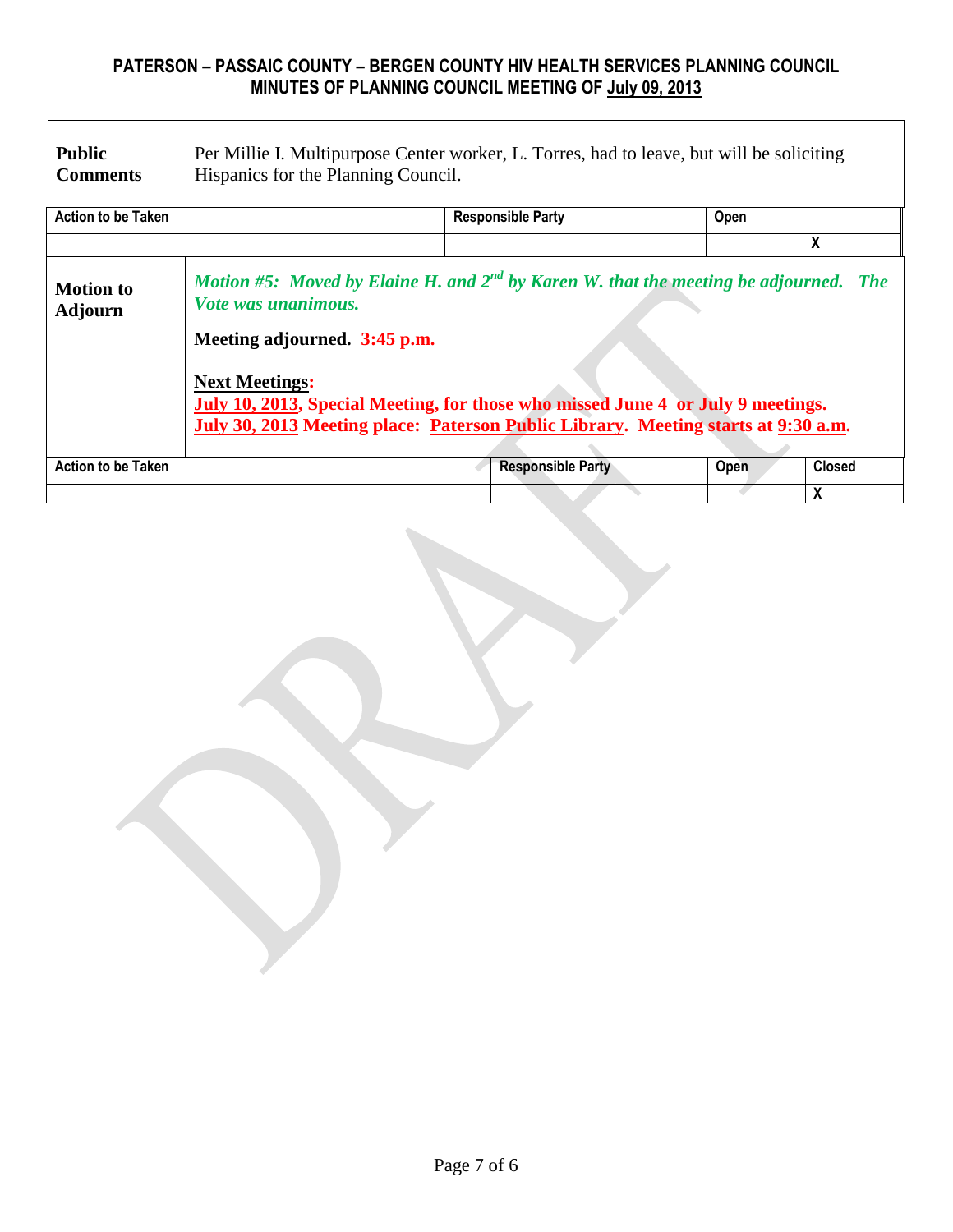**PATERSON – PASSAIC COUNTY – BERGEN COUNTY HIV HEALTH SERVICES PLANNING COUNCIL**
**MINUTES OF PLANNING COUNCIL MEETING OF July 09, 2013**

| **Public Comments** | Per Millie I. Multipurpose Center worker, L. Torres, had to leave, but will be soliciting Hispanics for the Planning Council. | | |
|---|---|---|---|
| **Action to be Taken** | **Responsible Party** | **Open** | |
| | | | X |

| **Motion to Adjourn** | ***Motion #5: Moved by Elaine H. and 2nd by Karen W. that the meeting be adjourned. The Vote was unanimous.*** <br><br> **Meeting adjourned. 3:45 p.m.** <br><br> **Next Meetings:** <br> **July 10, 2013, Special Meeting, for those who missed June 4 or July 9 meetings.** <br> **July 30, 2013 Meeting place: Paterson Public Library. Meeting starts at 9:30 a.m.** | | |
|---|---|---|---|
| **Action to be Taken** | **Responsible Party** | **Open** | **Closed** |
| | | | X |

DRAFT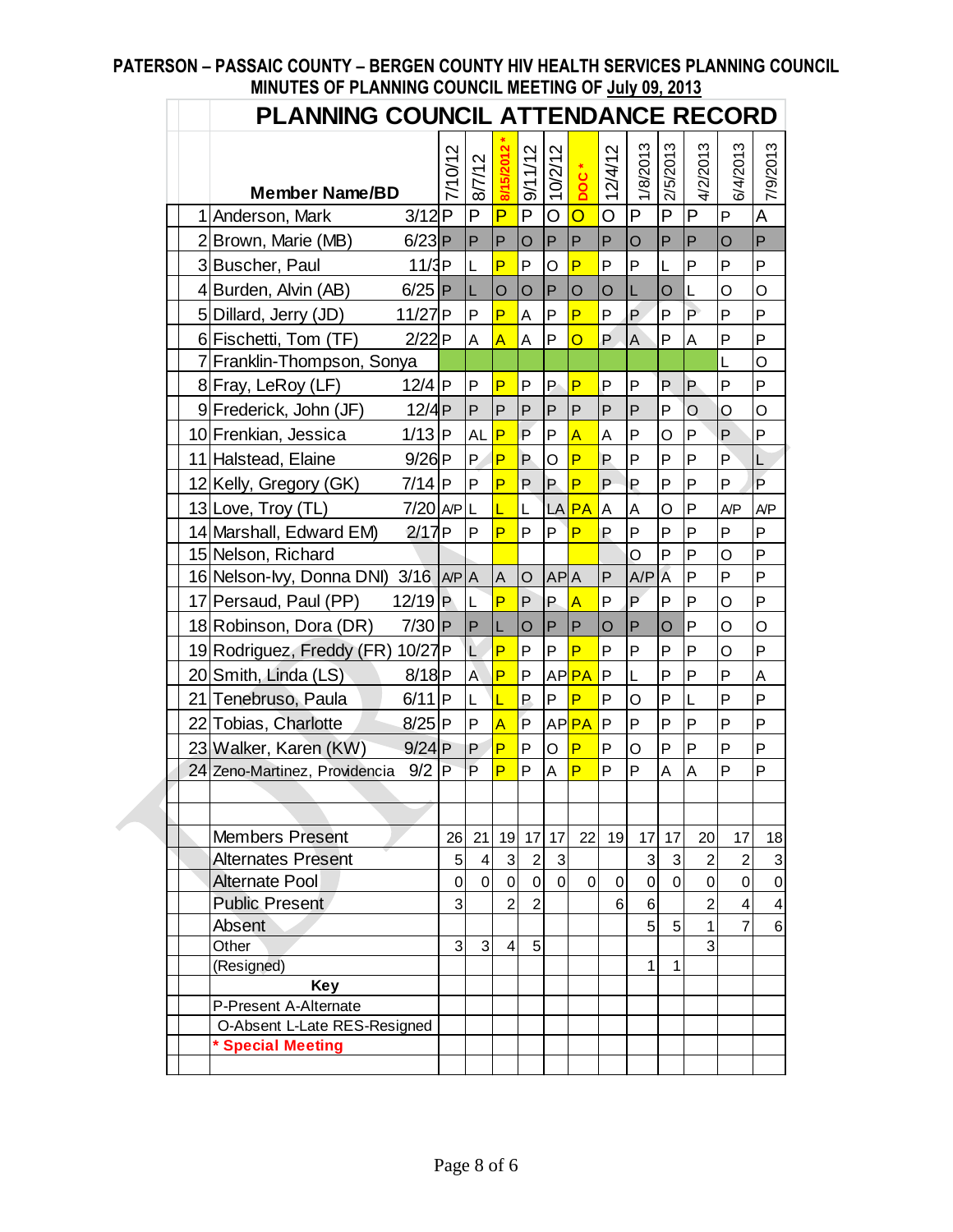**PATERSON – PASSAIC COUNTY – BERGEN COUNTY HIV HEALTH SERVICES PLANNING COUNCIL**
**MINUTES OF PLANNING COUNCIL MEETING OF July 09, 2013**

## PLANNING COUNCIL ATTENDANCE RECORD

| | Member Name/BD | | 7/10/12 | 8/7/12 | 8/15/2012 * | 9/11/12 | 10/2/12 | DOC * | 12/4/12 | 1/8/2013 | 2/5/2013 | 4/2/2013 | 6/4/2013 | 7/9/2013 |
|---|---|---|---|---|---|---|---|---|---|---|---|---|---|---|
| 1 | Anderson, Mark | 3/12 | P | P | P | P | O | O | O | P | P | P | P | A |
| 2 | Brown, Marie (MB) | 6/23 | P | P | P | O | P | P | P | O | P | P | O | P |
| 3 | Buscher, Paul | 11/3 | P | L | P | P | O | P | P | P | L | P | P | P |
| 4 | Burden, Alvin (AB) | 6/25 | P | L | O | O | P | O | O | L | O | L | O | O |
| 5 | Dillard, Jerry (JD) | 11/27 | P | P | P | A | P | P | P | P | P | P | P | P |
| 6 | Fischetti, Tom (TF) | 2/22 | P | A | A | A | P | O | P | A | P | A | P | P |
| 7 | Franklin-Thompson, Sonya | | | | | | | | | | | | L | O |
| 8 | Fray, LeRoy (LF) | 12/4 | P | P | P | P | P | P | P | P | P | P | P | P |
| 9 | Frederick, John (JF) | 12/4 | P | P | P | P | P | P | P | P | P | O | O | O |
| 10 | Frenkian, Jessica | 1/13 | P | AL | P | P | P | A | A | P | O | P | P | P |
| 11 | Halstead, Elaine | 9/26 | P | P | P | P | O | P | P | P | P | P | P | L |
| 12 | Kelly, Gregory (GK) | 7/14 | P | P | P | P | P | P | P | P | P | P | P | P |
| 13 | Love, Troy (TL) | 7/20 | A/P | L | L | L | LA | PA | A | A | O | P | A/P | A/P |
| 14 | Marshall, Edward EM) | 2/17 | P | P | P | P | P | P | P | P | P | P | P | P |
| 15 | Nelson, Richard | | | | | | | | | O | P | P | O | P |
| 16 | Nelson-Ivy, Donna DNI) | 3/16 | A/P | A | A | O | AP | A | P | A/P | A | P | P | P |
| 17 | Persaud, Paul (PP) | 12/19 | P | L | P | P | P | A | P | P | P | P | O | P |
| 18 | Robinson, Dora (DR) | 7/30 | P | P | L | O | P | P | O | P | O | P | O | O |
| 19 | Rodriguez, Freddy (FR) | 10/27 | P | L | P | P | P | P | P | P | P | P | O | P |
| 20 | Smith, Linda (LS) | 8/18 | P | A | P | P | AP | PA | P | L | P | P | P | A |
| 21 | Tenebruso, Paula | 6/11 | P | L | L | P | P | P | P | O | P | L | P | P |
| 22 | Tobias, Charlotte | 8/25 | P | P | A | P | AP | PA | P | P | P | P | P | P |
| 23 | Walker, Karen (KW) | 9/24 | P | P | P | P | O | P | P | O | P | P | P | P |
| 24 | Zeno-Martinez, Providencia | 9/2 | P | P | P | P | A | P | P | P | A | A | P | P |
| | | | | | | | | | | | | | | |
| | | | | | | | | | | | | | | |
| | Members Present | | 26 | 21 | 19 | 17 | 17 | 22 | 19 | 17 | 17 | 20 | 17 | 18 |
| | Alternates Present | | 5 | 4 | 3 | 2 | 3 | | | 3 | 3 | 2 | 2 | 3 |
| | Alternate Pool | | 0 | 0 | 0 | 0 | 0 | 0 | 0 | 0 | 0 | 0 | 0 | 0 |
| | Public Present | | 3 | | 2 | 2 | | | 6 | 6 | | 2 | 4 | 4 |
| | Absent | | | | | | | | | 5 | 5 | 1 | 7 | 6 |
| | Other | | 3 | 3 | 4 | 5 | | | | | | 3 | | |
| | (Resigned) | | | | | | | | | 1 | 1 | | | |
| | **Key** | | | | | | | | | | | | | |
| | P-Present A-Alternate | | | | | | | | | | | | | |
| | O-Absent L-Late RES-Resigned | | | | | | | | | | | | | |
| | *** Special Meeting** | | | | | | | | | | | | | |

DRAFT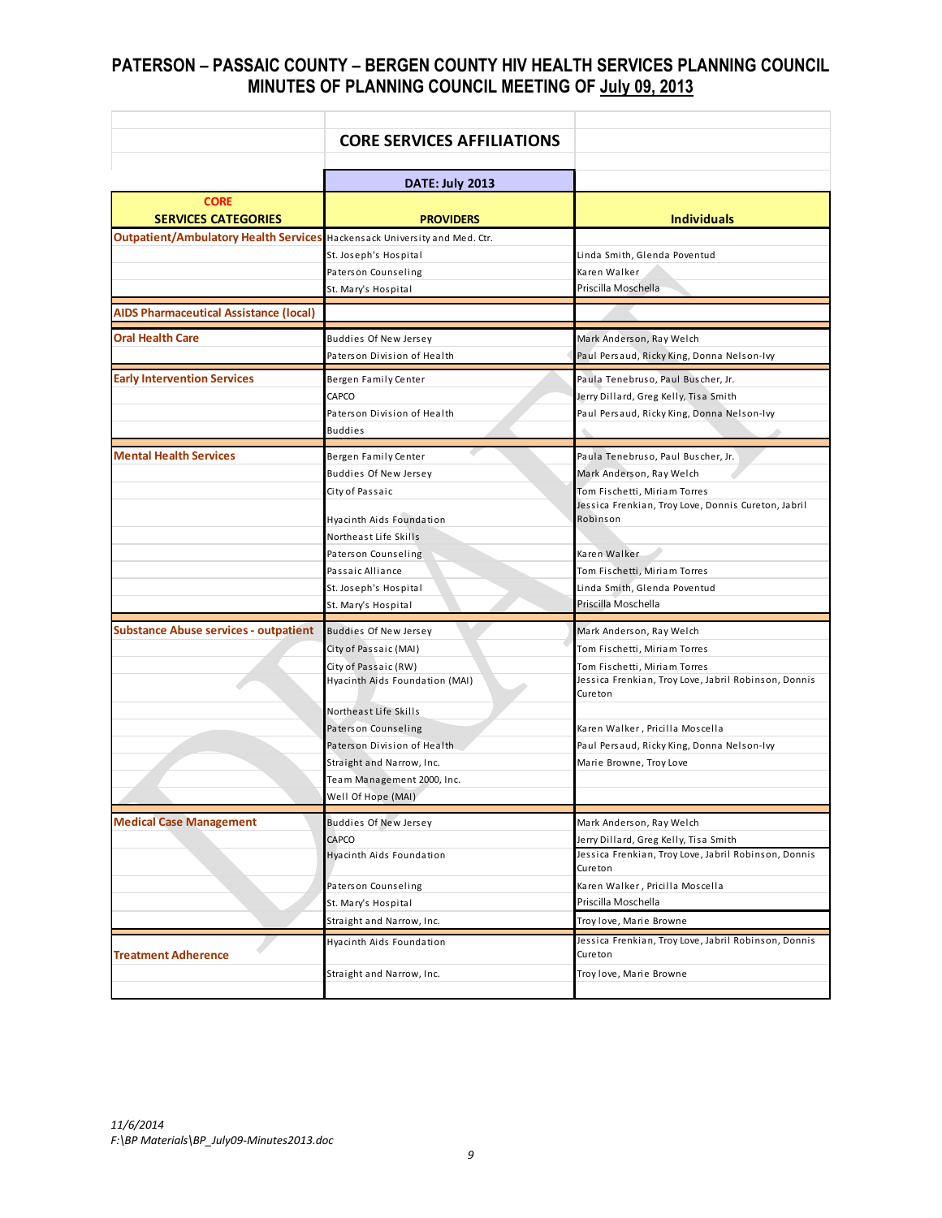# PATERSON – PASSAIC COUNTY – BERGEN COUNTY HIV HEALTH SERVICES PLANNING COUNCIL
## MINUTES OF PLANNING COUNCIL MEETING OF July 09, 2013

### CORE SERVICES AFFILIATIONS

**DATE: July 2013**

| CORE SERVICES CATEGORIES | PROVIDERS | Individuals |
|---|---|---|
| **Outpatient/Ambulatory Health Services** | Hackensack University and Med. Ctr. | |
| | St. Joseph's Hospital | Linda Smith, Glenda Poventud |
| | Paterson Counseling | Karen Walker |
| | St. Mary's Hospital | Priscilla Moschella |
| **AIDS Pharmaceutical Assistance (local)** | | |
| **Oral Health Care** | Buddies Of New Jersey | Mark Anderson, Ray Welch |
| | Paterson Division of Health | Paul Persaud, Ricky King, Donna Nelson-Ivy |
| **Early Intervention Services** | Bergen Family Center | Paula Tenebruso, Paul Buscher, Jr. |
| | CAPCO | Jerry Dillard, Greg Kelly, Tisa Smith |
| | Paterson Division of Health | Paul Persaud, Ricky King, Donna Nelson-Ivy |
| | Buddies | |
| **Mental Health Services** | Bergen Family Center | Paula Tenebruso, Paul Buscher, Jr. |
| | Buddies Of New Jersey | Mark Anderson, Ray Welch |
| | City of Passaic | Tom Fischetti, Miriam Torres |
| | Hyacinth Aids Foundation | Jessica Frenkian, Troy Love, Donnis Cureton, Jabril Robinson |
| | Northeast Life Skills | |
| | Paterson Counseling | Karen Walker |
| | Passaic Alliance | Tom Fischetti, Miriam Torres |
| | St. Joseph's Hospital | Linda Smith, Glenda Poventud |
| | St. Mary's Hospital | Priscilla Moschella |
| **Substance Abuse services - outpatient** | Buddies Of New Jersey | Mark Anderson, Ray Welch |
| | City of Passaic (MAI) | Tom Fischetti, Miriam Torres |
| | City of Passaic (RW) | Tom Fischetti, Miriam Torres |
| | Hyacinth Aids Foundation (MAI) | Jessica Frenkian, Troy Love, Jabril Robinson, Donnis Cureton |
| | Northeast Life Skills | |
| | Paterson Counseling | Karen Walker , Pricilla Moscella |
| | Paterson Division of Health | Paul Persaud, Ricky King, Donna Nelson-Ivy |
| | Straight and Narrow, Inc. | Marie Browne, Troy Love |
| | Team Management 2000, Inc. | |
| | Well Of Hope (MAI) | |
| **Medical Case Management** | Buddies Of New Jersey | Mark Anderson, Ray Welch |
| | CAPCO | Jerry Dillard, Greg Kelly, Tisa Smith |
| | Hyacinth Aids Foundation | Jessica Frenkian, Troy Love, Jabril Robinson, Donnis Cureton |
| | Paterson Counseling | Karen Walker , Pricilla Moscella |
| | St. Mary's Hospital | Priscilla Moschella |
| | Straight and Narrow, Inc. | Troy love, Marie Browne |
| **Treatment Adherence** | Hyacinth Aids Foundation | Jessica Frenkian, Troy Love, Jabril Robinson, Donnis Cureton |
| | Straight and Narrow, Inc. | Troy love, Marie Browne |

*11/6/2014*
*F:\BP Materials\BP_July09-Minutes2013.doc*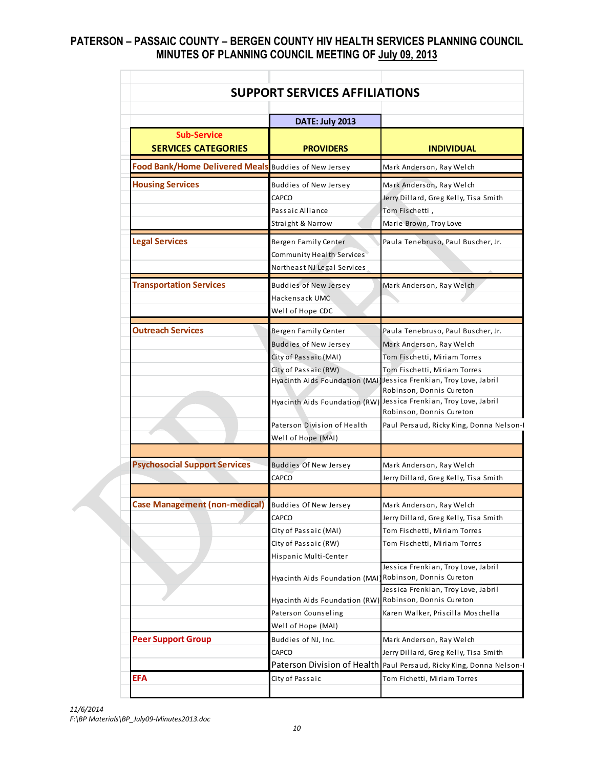# PATERSON – PASSAIC COUNTY – BERGEN COUNTY HIV HEALTH SERVICES PLANNING COUNCIL
## MINUTES OF PLANNING COUNCIL MEETING OF July 09, 2013

### SUPPORT SERVICES AFFILIATIONS

DATE: July 2013

| Sub-Service SERVICES CATEGORIES | PROVIDERS | INDIVIDUAL |
|---|---|---|
| Food Bank/Home Delivered Meals | Buddies of New Jersey | Mark Anderson, Ray Welch |
| Housing Services | Buddies of New Jersey | Mark Anderson, Ray Welch |
| | CAPCO | Jerry Dillard, Greg Kelly, Tisa Smith |
| | Passaic Alliance | Tom Fischetti , |
| | Straight & Narrow | Marie Brown, Troy Love |
| Legal Services | Bergen Family Center | Paula Tenebruso, Paul Buscher, Jr. |
| | Community Health Services | |
| | Northeast NJ Legal Services | |
| Transportation Services | Buddies of New Jersey | Mark Anderson, Ray Welch |
| | Hackensack UMC | |
| | Well of Hope CDC | |
| Outreach Services | Bergen Family Center | Paula Tenebruso, Paul Buscher, Jr. |
| | Buddies of New Jersey | Mark Anderson, Ray Welch |
| | City of Passaic (MAI) | Tom Fischetti, Miriam Torres |
| | City of Passaic (RW) | Tom Fischetti, Miriam Torres |
| | Hyacinth Aids Foundation (MAI) | Jessica Frenkian, Troy Love, Jabril Robinson, Donnis Cureton |
| | Hyacinth Aids Foundation (RW) | Jessica Frenkian, Troy Love, Jabril Robinson, Donnis Cureton |
| | Paterson Division of Health | Paul Persaud, Ricky King, Donna Nelson-I |
| | Well of Hope (MAI) | |
| Psychosocial Support Services | Buddies Of New Jersey | Mark Anderson, Ray Welch |
| | CAPCO | Jerry Dillard, Greg Kelly, Tisa Smith |
| Case Management (non-medical) | Buddies Of New Jersey | Mark Anderson, Ray Welch |
| | CAPCO | Jerry Dillard, Greg Kelly, Tisa Smith |
| | City of Passaic (MAI) | Tom Fischetti, Miriam Torres |
| | City of Passaic (RW) | Tom Fischetti, Miriam Torres |
| | Hispanic Multi-Center | |
| | Hyacinth Aids Foundation (MAI) | Jessica Frenkian, Troy Love, Jabril Robinson, Donnis Cureton |
| | Hyacinth Aids Foundation (RW) | Jessica Frenkian, Troy Love, Jabril Robinson, Donnis Cureton |
| | Paterson Counseling | Karen Walker, Priscilla Moschella |
| | Well of Hope (MAI) | |
| Peer Support Group | Buddies of NJ, Inc. | Mark Anderson, Ray Welch |
| | CAPCO | Jerry Dillard, Greg Kelly, Tisa Smith |
| | Paterson Division of Health | Paul Persaud, Ricky King, Donna Nelson-I |
| EFA | City of Passaic | Tom Fichetti, Miriam Torres |

*11/6/2014*
*F:\BP Materials\BP_July09-Minutes2013.doc*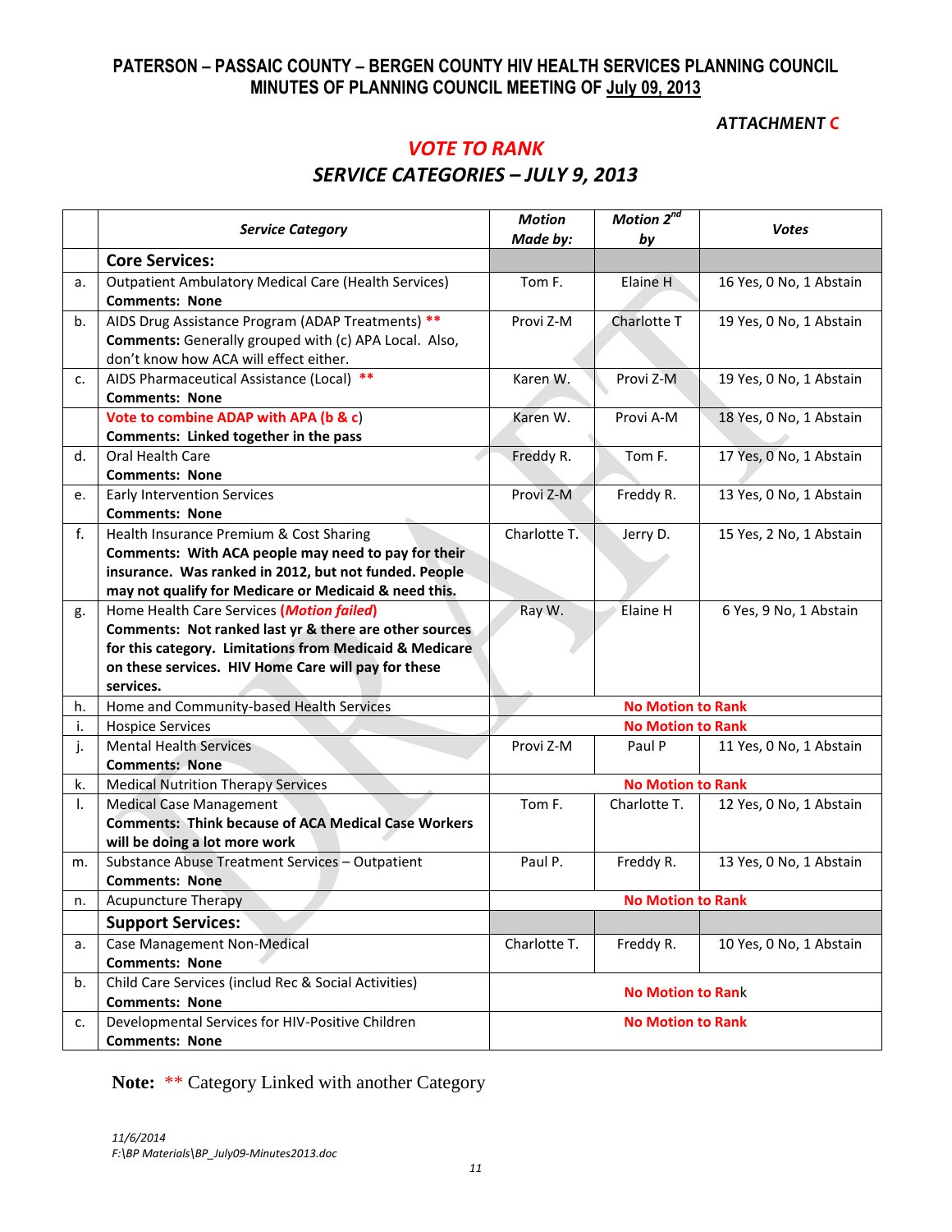# PATERSON – PASSAIC COUNTY – BERGEN COUNTY HIV HEALTH SERVICES PLANNING COUNCIL
## MINUTES OF PLANNING COUNCIL MEETING OF July 09, 2013

*ATTACHMENT C*

## *VOTE TO RANK*
### *SERVICE CATEGORIES – JULY 9, 2013*

| | *Service Category* | *Motion Made by:* | *Motion 2nd by* | *Votes* |
|---|---|---|---|---|
| | **Core Services:** | | | |
| a. | Outpatient Ambulatory Medical Care (Health Services)<br>**Comments: None** | Tom F. | Elaine H | 16 Yes, 0 No, 1 Abstain |
| b. | AIDS Drug Assistance Program (ADAP Treatments) **<br>**Comments:** Generally grouped with (c) APA Local. Also, don't know how ACA will effect either. | Provi Z-M | Charlotte T | 19 Yes, 0 No, 1 Abstain |
| c. | AIDS Pharmaceutical Assistance (Local) **<br>**Comments: None** | Karen W. | Provi Z-M | 19 Yes, 0 No, 1 Abstain |
| | Vote to combine ADAP with APA (b & c)<br>**Comments: Linked together in the pass** | Karen W. | Provi A-M | 18 Yes, 0 No, 1 Abstain |
| d. | Oral Health Care<br>**Comments: None** | Freddy R. | Tom F. | 17 Yes, 0 No, 1 Abstain |
| e. | Early Intervention Services<br>**Comments: None** | Provi Z-M | Freddy R. | 13 Yes, 0 No, 1 Abstain |
| f. | Health Insurance Premium & Cost Sharing<br>**Comments: With ACA people may need to pay for their insurance. Was ranked in 2012, but not funded. People may not qualify for Medicare or Medicaid & need this.** | Charlotte T. | Jerry D. | 15 Yes, 2 No, 1 Abstain |
| g. | Home Health Care Services ***(Motion failed)***<br>**Comments: Not ranked last yr & there are other sources for this category. Limitations from Medicaid & Medicare on these services. HIV Home Care will pay for these services.** | Ray W. | Elaine H | 6 Yes, 9 No, 1 Abstain |
| h. | Home and Community-based Health Services | **No Motion to Rank** | | |
| i. | Hospice Services | **No Motion to Rank** | | |
| j. | Mental Health Services<br>**Comments: None** | Provi Z-M | Paul P | 11 Yes, 0 No, 1 Abstain |
| k. | Medical Nutrition Therapy Services | **No Motion to Rank** | | |
| l. | Medical Case Management<br>**Comments: Think because of ACA Medical Case Workers will be doing a lot more work** | Tom F. | Charlotte T. | 12 Yes, 0 No, 1 Abstain |
| m. | Substance Abuse Treatment Services – Outpatient<br>**Comments: None** | Paul P. | Freddy R. | 13 Yes, 0 No, 1 Abstain |
| n. | Acupuncture Therapy | **No Motion to Rank** | | |
| | **Support Services:** | | | |
| a. | Case Management Non-Medical<br>**Comments: None** | Charlotte T. | Freddy R. | 10 Yes, 0 No, 1 Abstain |
| b. | Child Care Services (includ Rec & Social Activities)<br>**Comments: None** | **No Motion to Rank** | | |
| c. | Developmental Services for HIV-Positive Children<br>**Comments: None** | **No Motion to Rank** | | |

**Note:** ** Category Linked with another Category

*11/6/2014*
*F:\BP Materials\BP_July09-Minutes2013.doc*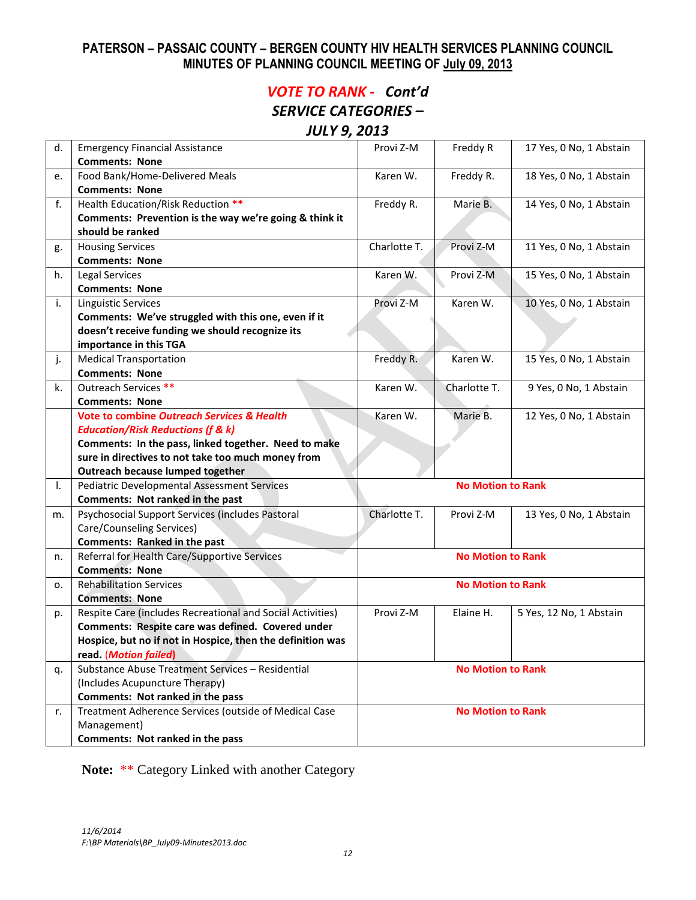# PATERSON – PASSAIC COUNTY – BERGEN COUNTY HIV HEALTH SERVICES PLANNING COUNCIL
## MINUTES OF PLANNING COUNCIL MEETING OF July 09, 2013

### *VOTE TO RANK - Cont'd*
### *SERVICE CATEGORIES –*
### *JULY 9, 2013*

| | | | | |
|---|---|---|---|---|
| d. | Emergency Financial Assistance<br>**Comments: None** | Provi Z-M | Freddy R | 17 Yes, 0 No, 1 Abstain |
| e. | Food Bank/Home-Delivered Meals<br>**Comments: None** | Karen W. | Freddy R. | 18 Yes, 0 No, 1 Abstain |
| f. | Health Education/Risk Reduction **<br>**Comments: Prevention is the way we're going & think it should be ranked** | Freddy R. | Marie B. | 14 Yes, 0 No, 1 Abstain |
| g. | Housing Services<br>**Comments: None** | Charlotte T. | Provi Z-M | 11 Yes, 0 No, 1 Abstain |
| h. | Legal Services<br>**Comments: None** | Karen W. | Provi Z-M | 15 Yes, 0 No, 1 Abstain |
| i. | Linguistic Services<br>**Comments: We've struggled with this one, even if it doesn't receive funding we should recognize its importance in this TGA** | Provi Z-M | Karen W. | 10 Yes, 0 No, 1 Abstain |
| j. | Medical Transportation<br>**Comments: None** | Freddy R. | Karen W. | 15 Yes, 0 No, 1 Abstain |
| k. | Outreach Services **<br>**Comments: None** | Karen W. | Charlotte T. | 9 Yes, 0 No, 1 Abstain |
| | **Vote to combine *Outreach Services & Health Education/Risk Reductions (f & k)***<br>**Comments: In the pass, linked together. Need to make sure in directives to not take too much money from Outreach because lumped together** | Karen W. | Marie B. | 12 Yes, 0 No, 1 Abstain |
| l. | Pediatric Developmental Assessment Services<br>**Comments: Not ranked in the past** | **No Motion to Rank** | | |
| m. | Psychosocial Support Services (includes Pastoral Care/Counseling Services)<br>**Comments: Ranked in the past** | Charlotte T. | Provi Z-M | 13 Yes, 0 No, 1 Abstain |
| n. | Referral for Health Care/Supportive Services<br>**Comments: None** | **No Motion to Rank** | | |
| o. | Rehabilitation Services<br>**Comments: None** | **No Motion to Rank** | | |
| p. | Respite Care (includes Recreational and Social Activities)<br>**Comments: Respite care was defined. Covered under Hospice, but no if not in Hospice, then the definition was read. (*Motion failed*)** | Provi Z-M | Elaine H. | 5 Yes, 12 No, 1 Abstain |
| q. | Substance Abuse Treatment Services – Residential (Includes Acupuncture Therapy)<br>**Comments: Not ranked in the pass** | **No Motion to Rank** | | |
| r. | Treatment Adherence Services (outside of Medical Case Management)<br>**Comments: Not ranked in the pass** | **No Motion to Rank** | | |

**Note:** ** Category Linked with another Category

*11/6/2014*
*F:\BP Materials\BP_July09-Minutes2013.doc*